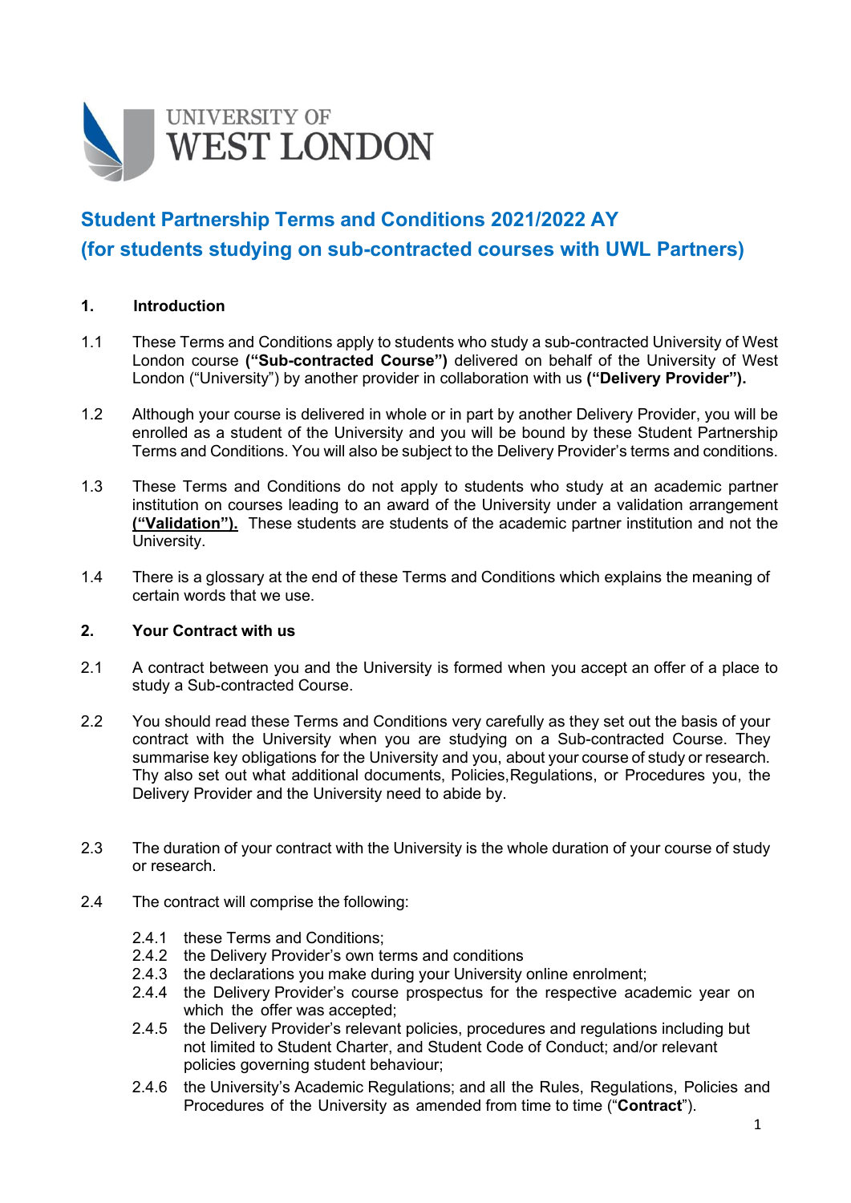UNIVERSITY OF WEST LONDON

# Student Partnership Terms and Conditions 2021/2022 AY (for students studying on sub-contracted courses with UWL Partners)

## 1. Introduction

1.1 These Terms and Conditions apply to students who study a sub-contracted University of West London course **("Sub-contracted Course")** delivered on behalf of the University of West London ("University") by another provider in collaboration with us **("Delivery Provider").**

1.2 Although your course is delivered in whole or in part by another Delivery Provider, you will be enrolled as a student of the University and you will be bound by these Student Partnership Terms and Conditions. You will also be subject to the Delivery Provider's terms and conditions.

1.3 These Terms and Conditions do not apply to students who study at an academic partner institution on courses leading to an award of the University under a validation arrangement **("Validation").** These students are students of the academic partner institution and not the University.

1.4 There is a glossary at the end of these Terms and Conditions which explains the meaning of certain words that we use.

## 2. Your Contract with us

2.1 A contract between you and the University is formed when you accept an offer of a place to study a Sub-contracted Course.

2.2 You should read these Terms and Conditions very carefully as they set out the basis of your contract with the University when you are studying on a Sub-contracted Course. They summarise key obligations for the University and you, about your course of study or research. Thy also set out what additional documents, Policies,Regulations, or Procedures you, the Delivery Provider and the University need to abide by.

2.3 The duration of your contract with the University is the whole duration of your course of study or research.

2.4 The contract will comprise the following:

- 2.4.1 these Terms and Conditions;
- 2.4.2 the Delivery Provider's own terms and conditions
- 2.4.3 the declarations you make during your University online enrolment;
- 2.4.4 the Delivery Provider's course prospectus for the respective academic year on which the offer was accepted;
- 2.4.5 the Delivery Provider's relevant policies, procedures and regulations including but not limited to Student Charter, and Student Code of Conduct; and/or relevant policies governing student behaviour;
- 2.4.6 the University's Academic Regulations; and all the Rules, Regulations, Policies and Procedures of the University as amended from time to time ("**Contract**").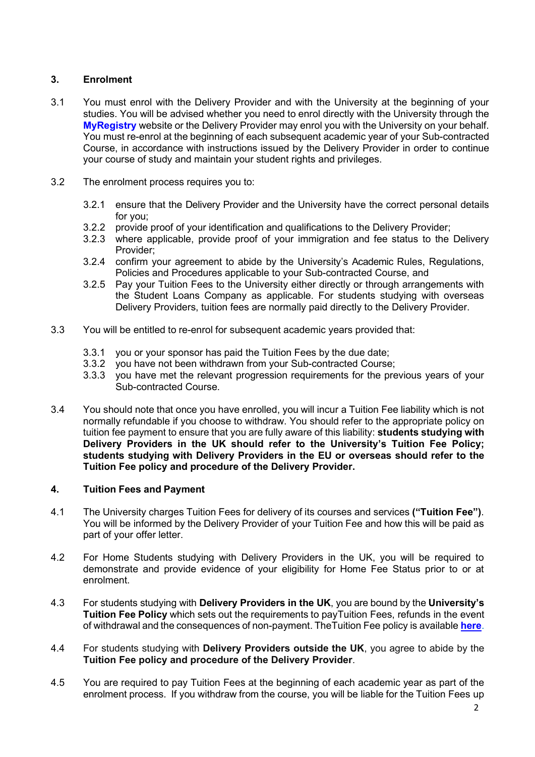## 3. Enrolment

3.1 You must enrol with the Delivery Provider and with the University at the beginning of your studies. You will be advised whether you need to enrol directly with the University through the **MyRegistry** website or the Delivery Provider may enrol you with the University on your behalf. You must re-enrol at the beginning of each subsequent academic year of your Sub-contracted Course, in accordance with instructions issued by the Delivery Provider in order to continue your course of study and maintain your student rights and privileges.

3.2 The enrolment process requires you to:

- 3.2.1 ensure that the Delivery Provider and the University have the correct personal details for you;
- 3.2.2 provide proof of your identification and qualifications to the Delivery Provider;
- 3.2.3 where applicable, provide proof of your immigration and fee status to the Delivery Provider;
- 3.2.4 confirm your agreement to abide by the University's Academic Rules, Regulations, Policies and Procedures applicable to your Sub-contracted Course, and
- 3.2.5 Pay your Tuition Fees to the University either directly or through arrangements with the Student Loans Company as applicable. For students studying with overseas Delivery Providers, tuition fees are normally paid directly to the Delivery Provider.

3.3 You will be entitled to re-enrol for subsequent academic years provided that:

- 3.3.1 you or your sponsor has paid the Tuition Fees by the due date;
- 3.3.2 you have not been withdrawn from your Sub-contracted Course;
- 3.3.3 you have met the relevant progression requirements for the previous years of your Sub-contracted Course.

3.4 You should note that once you have enrolled, you will incur a Tuition Fee liability which is not normally refundable if you choose to withdraw. You should refer to the appropriate policy on tuition fee payment to ensure that you are fully aware of this liability: **students studying with Delivery Providers in the UK should refer to the University's Tuition Fee Policy; students studying with Delivery Providers in the EU or overseas should refer to the Tuition Fee policy and procedure of the Delivery Provider.**

## 4. Tuition Fees and Payment

4.1 The University charges Tuition Fees for delivery of its courses and services **("Tuition Fee")**. You will be informed by the Delivery Provider of your Tuition Fee and how this will be paid as part of your offer letter.

4.2 For Home Students studying with Delivery Providers in the UK, you will be required to demonstrate and provide evidence of your eligibility for Home Fee Status prior to or at enrolment.

4.3 For students studying with **Delivery Providers in the UK**, you are bound by the **University's Tuition Fee Policy** which sets out the requirements to payTuition Fees, refunds in the event of withdrawal and the consequences of non-payment. TheTuition Fee policy is available **here**.

4.4 For students studying with **Delivery Providers outside the UK**, you agree to abide by the **Tuition Fee policy and procedure of the Delivery Provider**.

4.5 You are required to pay Tuition Fees at the beginning of each academic year as part of the enrolment process. If you withdraw from the course, you will be liable for the Tuition Fees up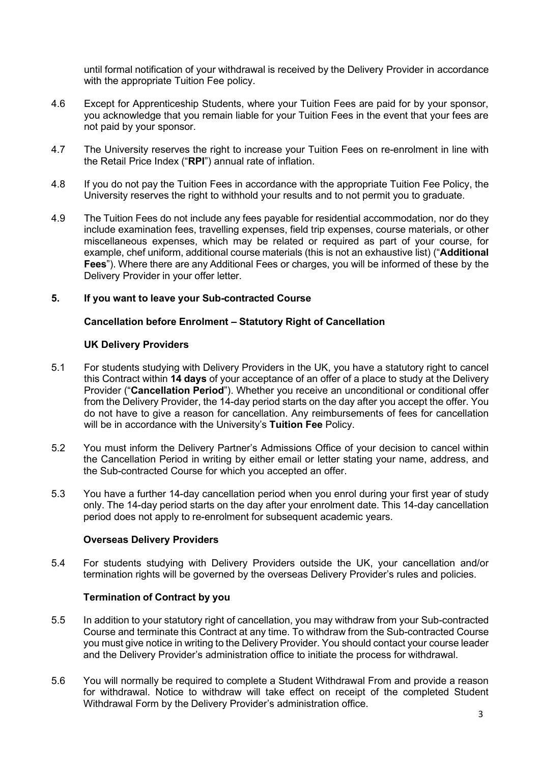until formal notification of your withdrawal is received by the Delivery Provider in accordance with the appropriate Tuition Fee policy.

4.6 Except for Apprenticeship Students, where your Tuition Fees are paid for by your sponsor, you acknowledge that you remain liable for your Tuition Fees in the event that your fees are not paid by your sponsor.

4.7 The University reserves the right to increase your Tuition Fees on re-enrolment in line with the Retail Price Index ("**RPI**") annual rate of inflation.

4.8 If you do not pay the Tuition Fees in accordance with the appropriate Tuition Fee Policy, the University reserves the right to withhold your results and to not permit you to graduate.

4.9 The Tuition Fees do not include any fees payable for residential accommodation, nor do they include examination fees, travelling expenses, field trip expenses, course materials, or other miscellaneous expenses, which may be related or required as part of your course, for example, chef uniform, additional course materials (this is not an exhaustive list) ("**Additional Fees**"). Where there are any Additional Fees or charges, you will be informed of these by the Delivery Provider in your offer letter.

## 5. If you want to leave your Sub-contracted Course

### Cancellation before Enrolment – Statutory Right of Cancellation

#### UK Delivery Providers

5.1 For students studying with Delivery Providers in the UK, you have a statutory right to cancel this Contract within **14 days** of your acceptance of an offer of a place to study at the Delivery Provider ("**Cancellation Period**"). Whether you receive an unconditional or conditional offer from the Delivery Provider, the 14-day period starts on the day after you accept the offer. You do not have to give a reason for cancellation. Any reimbursements of fees for cancellation will be in accordance with the University's **Tuition Fee** Policy.

5.2 You must inform the Delivery Partner's Admissions Office of your decision to cancel within the Cancellation Period in writing by either email or letter stating your name, address, and the Sub-contracted Course for which you accepted an offer.

5.3 You have a further 14-day cancellation period when you enrol during your first year of study only. The 14-day period starts on the day after your enrolment date. This 14-day cancellation period does not apply to re-enrolment for subsequent academic years.

#### Overseas Delivery Providers

5.4 For students studying with Delivery Providers outside the UK, your cancellation and/or termination rights will be governed by the overseas Delivery Provider's rules and policies.

### Termination of Contract by you

5.5 In addition to your statutory right of cancellation, you may withdraw from your Sub-contracted Course and terminate this Contract at any time. To withdraw from the Sub-contracted Course you must give notice in writing to the Delivery Provider. You should contact your course leader and the Delivery Provider's administration office to initiate the process for withdrawal.

5.6 You will normally be required to complete a Student Withdrawal From and provide a reason for withdrawal. Notice to withdraw will take effect on receipt of the completed Student Withdrawal Form by the Delivery Provider's administration office.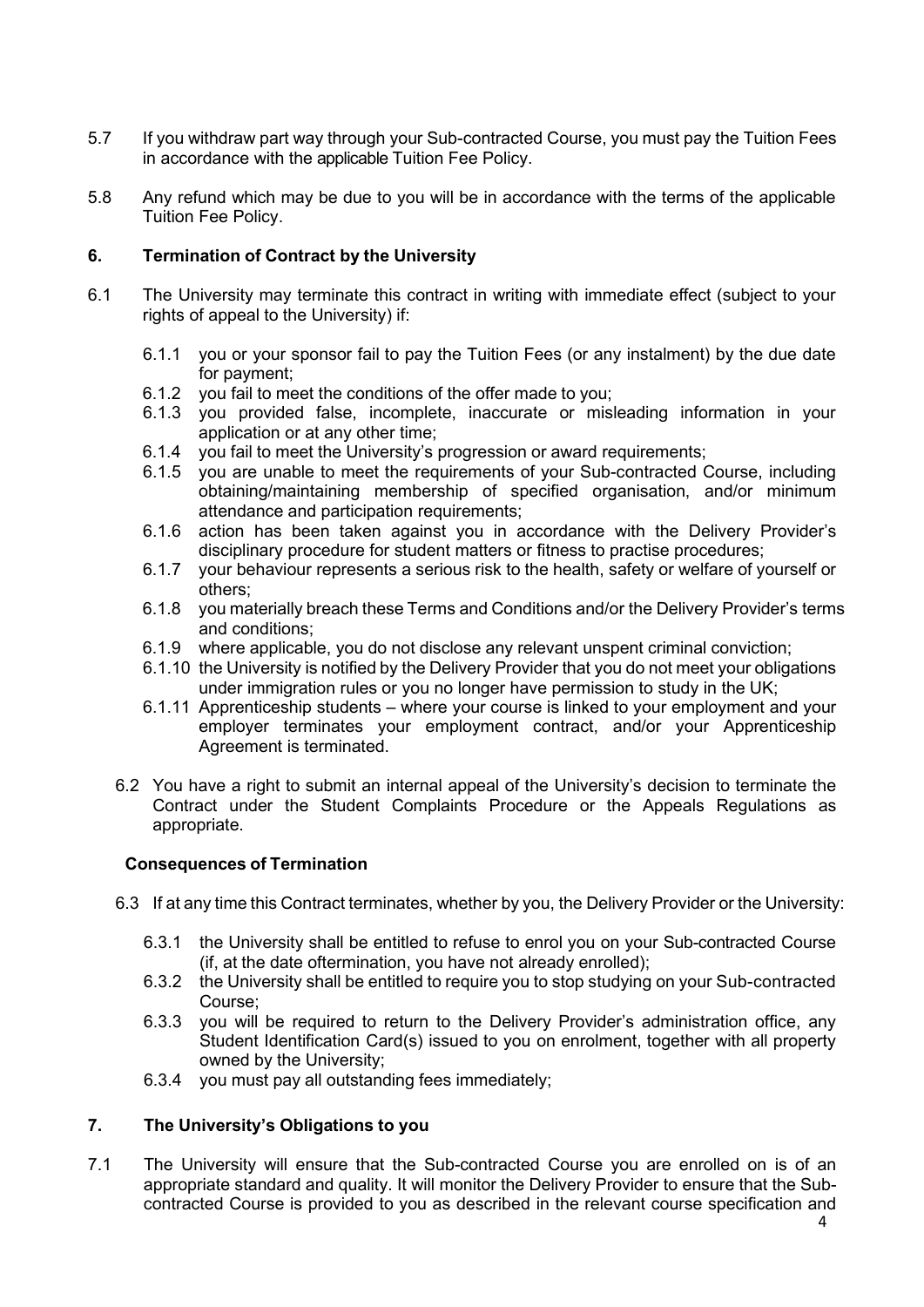5.7 If you withdraw part way through your Sub-contracted Course, you must pay the Tuition Fees in accordance with the applicable Tuition Fee Policy.

5.8 Any refund which may be due to you will be in accordance with the terms of the applicable Tuition Fee Policy.

## 6. Termination of Contract by the University

6.1 The University may terminate this contract in writing with immediate effect (subject to your rights of appeal to the University) if:

- 6.1.1 you or your sponsor fail to pay the Tuition Fees (or any instalment) by the due date for payment;
- 6.1.2 you fail to meet the conditions of the offer made to you;
- 6.1.3 you provided false, incomplete, inaccurate or misleading information in your application or at any other time;
- 6.1.4 you fail to meet the University's progression or award requirements;
- 6.1.5 you are unable to meet the requirements of your Sub-contracted Course, including obtaining/maintaining membership of specified organisation, and/or minimum attendance and participation requirements;
- 6.1.6 action has been taken against you in accordance with the Delivery Provider's disciplinary procedure for student matters or fitness to practise procedures;
- 6.1.7 your behaviour represents a serious risk to the health, safety or welfare of yourself or others;
- 6.1.8 you materially breach these Terms and Conditions and/or the Delivery Provider's terms and conditions;
- 6.1.9 where applicable, you do not disclose any relevant unspent criminal conviction;
- 6.1.10 the University is notified by the Delivery Provider that you do not meet your obligations under immigration rules or you no longer have permission to study in the UK;
- 6.1.11 Apprenticeship students – where your course is linked to your employment and your employer terminates your employment contract, and/or your Apprenticeship Agreement is terminated.

6.2 You have a right to submit an internal appeal of the University's decision to terminate the Contract under the Student Complaints Procedure or the Appeals Regulations as appropriate.

### Consequences of Termination

6.3 If at any time this Contract terminates, whether by you, the Delivery Provider or the University:

- 6.3.1 the University shall be entitled to refuse to enrol you on your Sub-contracted Course (if, at the date oftermination, you have not already enrolled);
- 6.3.2 the University shall be entitled to require you to stop studying on your Sub-contracted Course;
- 6.3.3 you will be required to return to the Delivery Provider's administration office, any Student Identification Card(s) issued to you on enrolment, together with all property owned by the University;
- 6.3.4 you must pay all outstanding fees immediately;

## 7. The University's Obligations to you

7.1 The University will ensure that the Sub-contracted Course you are enrolled on is of an appropriate standard and quality. It will monitor the Delivery Provider to ensure that the Sub-contracted Course is provided to you as described in the relevant course specification and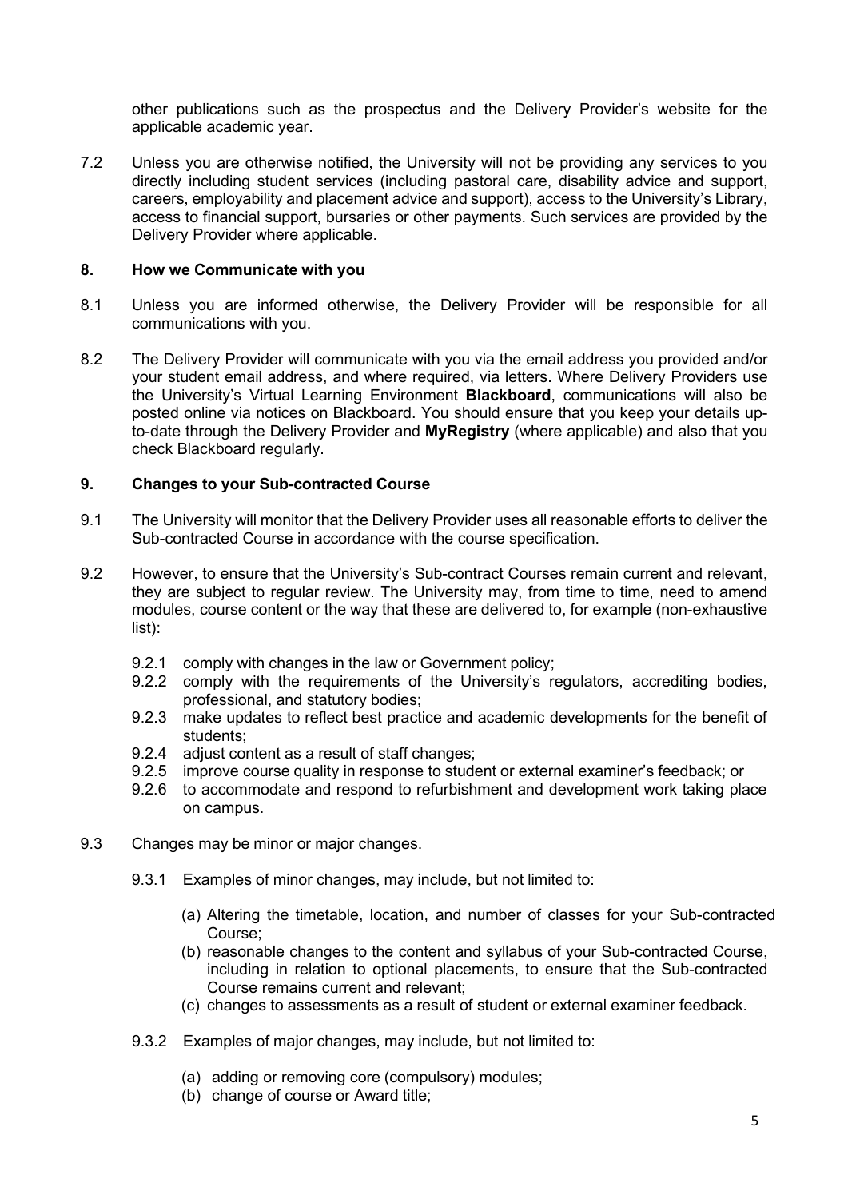other publications such as the prospectus and the Delivery Provider's website for the applicable academic year.

7.2 Unless you are otherwise notified, the University will not be providing any services to you directly including student services (including pastoral care, disability advice and support, careers, employability and placement advice and support), access to the University's Library, access to financial support, bursaries or other payments. Such services are provided by the Delivery Provider where applicable.

## 8. How we Communicate with you

8.1 Unless you are informed otherwise, the Delivery Provider will be responsible for all communications with you.

8.2 The Delivery Provider will communicate with you via the email address you provided and/or your student email address, and where required, via letters. Where Delivery Providers use the University's Virtual Learning Environment **Blackboard**, communications will also be posted online via notices on Blackboard. You should ensure that you keep your details up-to-date through the Delivery Provider and **MyRegistry** (where applicable) and also that you check Blackboard regularly.

## 9. Changes to your Sub-contracted Course

9.1 The University will monitor that the Delivery Provider uses all reasonable efforts to deliver the Sub-contracted Course in accordance with the course specification.

9.2 However, to ensure that the University's Sub-contract Courses remain current and relevant, they are subject to regular review. The University may, from time to time, need to amend modules, course content or the way that these are delivered to, for example (non-exhaustive list):

- 9.2.1 comply with changes in the law or Government policy;
- 9.2.2 comply with the requirements of the University's regulators, accrediting bodies, professional, and statutory bodies;
- 9.2.3 make updates to reflect best practice and academic developments for the benefit of students;
- 9.2.4 adjust content as a result of staff changes;
- 9.2.5 improve course quality in response to student or external examiner's feedback; or
- 9.2.6 to accommodate and respond to refurbishment and development work taking place on campus.

9.3 Changes may be minor or major changes.

9.3.1 Examples of minor changes, may include, but not limited to:

- (a) Altering the timetable, location, and number of classes for your Sub-contracted Course;
- (b) reasonable changes to the content and syllabus of your Sub-contracted Course, including in relation to optional placements, to ensure that the Sub-contracted Course remains current and relevant;
- (c) changes to assessments as a result of student or external examiner feedback.

9.3.2 Examples of major changes, may include, but not limited to:

- (a) adding or removing core (compulsory) modules;
- (b) change of course or Award title;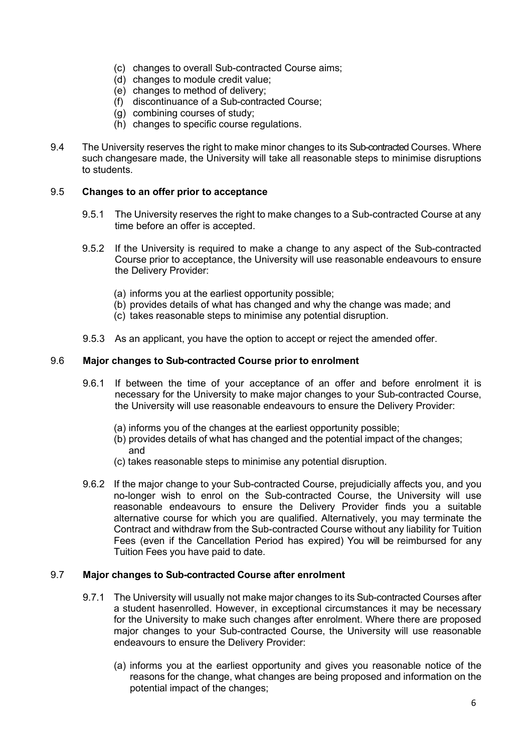(c) changes to overall Sub-contracted Course aims;
(d) changes to module credit value;
(e) changes to method of delivery;
(f) discontinuance of a Sub-contracted Course;
(g) combining courses of study;
(h) changes to specific course regulations.

9.4 The University reserves the right to make minor changes to its Sub-contracted Courses. Where such changesare made, the University will take all reasonable steps to minimise disruptions to students.

9.5 **Changes to an offer prior to acceptance**

9.5.1 The University reserves the right to make changes to a Sub-contracted Course at any time before an offer is accepted.

9.5.2 If the University is required to make a change to any aspect of the Sub-contracted Course prior to acceptance, the University will use reasonable endeavours to ensure the Delivery Provider:

(a) informs you at the earliest opportunity possible;
(b) provides details of what has changed and why the change was made; and
(c) takes reasonable steps to minimise any potential disruption.

9.5.3 As an applicant, you have the option to accept or reject the amended offer.

9.6 **Major changes to Sub-contracted Course prior to enrolment**

9.6.1 If between the time of your acceptance of an offer and before enrolment it is necessary for the University to make major changes to your Sub-contracted Course, the University will use reasonable endeavours to ensure the Delivery Provider:

(a) informs you of the changes at the earliest opportunity possible;
(b) provides details of what has changed and the potential impact of the changes; and
(c) takes reasonable steps to minimise any potential disruption.

9.6.2 If the major change to your Sub-contracted Course, prejudicially affects you, and you no-longer wish to enrol on the Sub-contracted Course, the University will use reasonable endeavours to ensure the Delivery Provider finds you a suitable alternative course for which you are qualified. Alternatively, you may terminate the Contract and withdraw from the Sub-contracted Course without any liability for Tuition Fees (even if the Cancellation Period has expired) You will be reimbursed for any Tuition Fees you have paid to date.

9.7 **Major changes to Sub-contracted Course after enrolment**

9.7.1 The University will usually not make major changes to its Sub-contracted Courses after a student hasenrolled. However, in exceptional circumstances it may be necessary for the University to make such changes after enrolment. Where there are proposed major changes to your Sub-contracted Course, the University will use reasonable endeavours to ensure the Delivery Provider:

(a) informs you at the earliest opportunity and gives you reasonable notice of the reasons for the change, what changes are being proposed and information on the potential impact of the changes;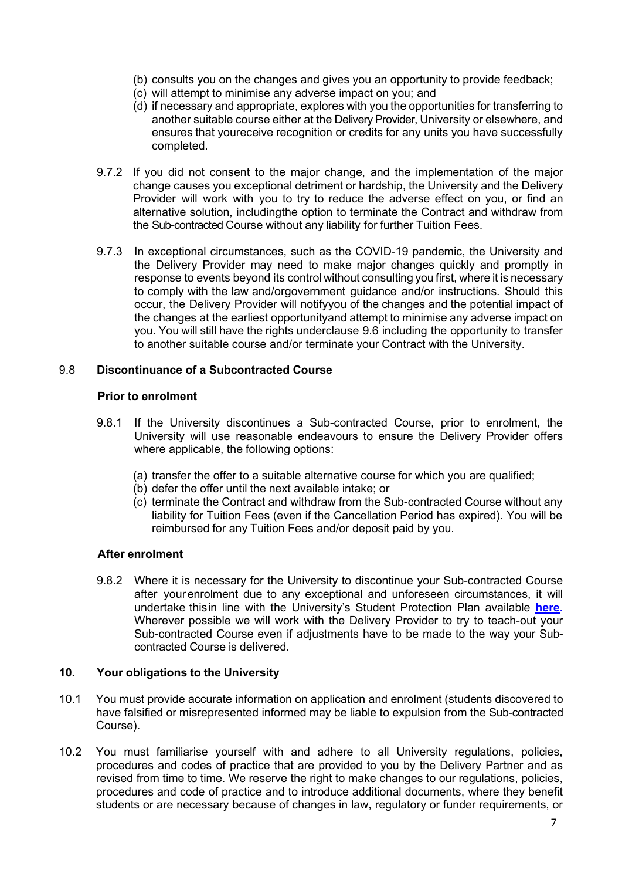(b) consults you on the changes and gives you an opportunity to provide feedback;
(c) will attempt to minimise any adverse impact on you; and
(d) if necessary and appropriate, explores with you the opportunities for transferring to another suitable course either at the Delivery Provider, University or elsewhere, and ensures that youreceive recognition or credits for any units you have successfully completed.

9.7.2 If you did not consent to the major change, and the implementation of the major change causes you exceptional detriment or hardship, the University and the Delivery Provider will work with you to try to reduce the adverse effect on you, or find an alternative solution, includingthe option to terminate the Contract and withdraw from the Sub-contracted Course without any liability for further Tuition Fees.

9.7.3 In exceptional circumstances, such as the COVID-19 pandemic, the University and the Delivery Provider may need to make major changes quickly and promptly in response to events beyond its control without consulting you first, where it is necessary to comply with the law and/orgovernment guidance and/or instructions. Should this occur, the Delivery Provider will notifyyou of the changes and the potential impact of the changes at the earliest opportunityand attempt to minimise any adverse impact on you. You will still have the rights underclause 9.6 including the opportunity to transfer to another suitable course and/or terminate your Contract with the University.

## 9.8 Discontinuance of a Subcontracted Course

**Prior to enrolment**

9.8.1 If the University discontinues a Sub-contracted Course, prior to enrolment, the University will use reasonable endeavours to ensure the Delivery Provider offers where applicable, the following options:

(a) transfer the offer to a suitable alternative course for which you are qualified;
(b) defer the offer until the next available intake; or
(c) terminate the Contract and withdraw from the Sub-contracted Course without any liability for Tuition Fees (even if the Cancellation Period has expired). You will be reimbursed for any Tuition Fees and/or deposit paid by you.

**After enrolment**

9.8.2 Where it is necessary for the University to discontinue your Sub-contracted Course after yourenrolment due to any exceptional and unforeseen circumstances, it will undertake thisin line with the University's Student Protection Plan available **here.** Wherever possible we will work with the Delivery Provider to try to teach-out your Sub-contracted Course even if adjustments have to be made to the way your Sub-contracted Course is delivered.

## 10. Your obligations to the University

10.1 You must provide accurate information on application and enrolment (students discovered to have falsified or misrepresented informed may be liable to expulsion from the Sub-contracted Course).

10.2 You must familiarise yourself with and adhere to all University regulations, policies, procedures and codes of practice that are provided to you by the Delivery Partner and as revised from time to time. We reserve the right to make changes to our regulations, policies, procedures and code of practice and to introduce additional documents, where they benefit students or are necessary because of changes in law, regulatory or funder requirements, or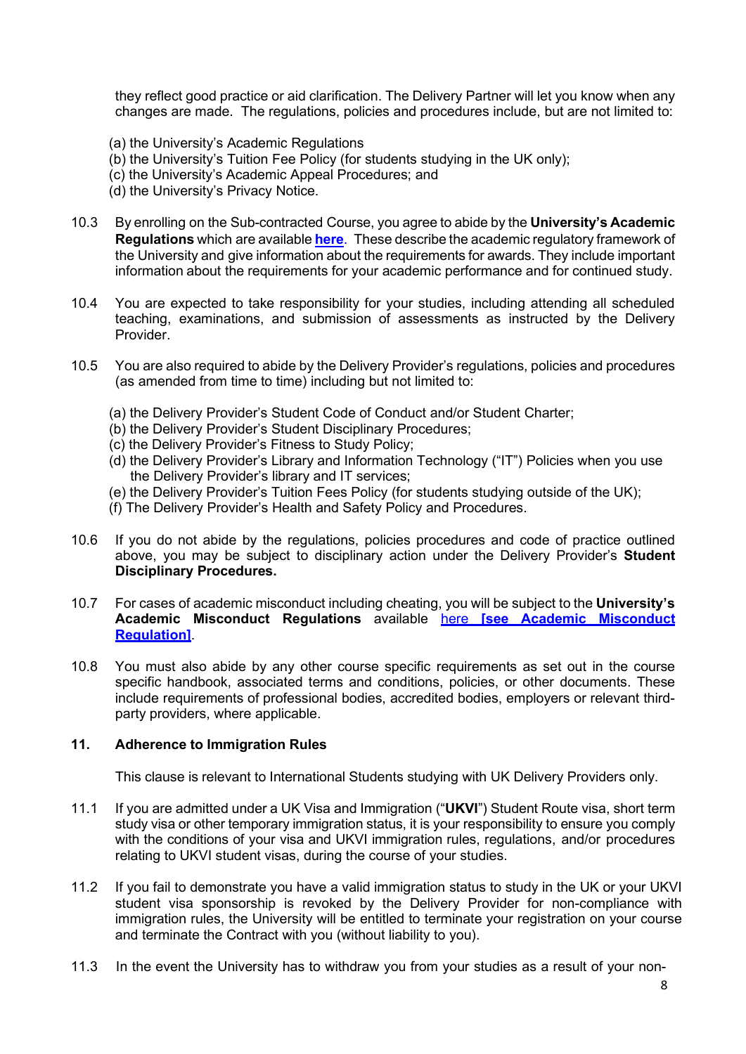they reflect good practice or aid clarification. The Delivery Partner will let you know when any changes are made. The regulations, policies and procedures include, but are not limited to:

(a) the University's Academic Regulations
(b) the University's Tuition Fee Policy (for students studying in the UK only);
(c) the University's Academic Appeal Procedures; and
(d) the University's Privacy Notice.

10.3 By enrolling on the Sub-contracted Course, you agree to abide by the **University's Academic Regulations** which are available **here**. These describe the academic regulatory framework of the University and give information about the requirements for awards. They include important information about the requirements for your academic performance and for continued study.

10.4 You are expected to take responsibility for your studies, including attending all scheduled teaching, examinations, and submission of assessments as instructed by the Delivery Provider.

10.5 You are also required to abide by the Delivery Provider's regulations, policies and procedures (as amended from time to time) including but not limited to:

(a) the Delivery Provider's Student Code of Conduct and/or Student Charter;
(b) the Delivery Provider's Student Disciplinary Procedures;
(c) the Delivery Provider's Fitness to Study Policy;
(d) the Delivery Provider's Library and Information Technology ("IT") Policies when you use the Delivery Provider's library and IT services;
(e) the Delivery Provider's Tuition Fees Policy (for students studying outside of the UK);
(f) The Delivery Provider's Health and Safety Policy and Procedures.

10.6 If you do not abide by the regulations, policies procedures and code of practice outlined above, you may be subject to disciplinary action under the Delivery Provider's **Student Disciplinary Procedures.**

10.7 For cases of academic misconduct including cheating, you will be subject to the **University's Academic Misconduct Regulations** available here **[see Academic Misconduct Regulation]**.

10.8 You must also abide by any other course specific requirements as set out in the course specific handbook, associated terms and conditions, policies, or other documents. These include requirements of professional bodies, accredited bodies, employers or relevant third-party providers, where applicable.

### 11. Adherence to Immigration Rules

This clause is relevant to International Students studying with UK Delivery Providers only.

11.1 If you are admitted under a UK Visa and Immigration ("**UKVI**") Student Route visa, short term study visa or other temporary immigration status, it is your responsibility to ensure you comply with the conditions of your visa and UKVI immigration rules, regulations, and/or procedures relating to UKVI student visas, during the course of your studies.

11.2 If you fail to demonstrate you have a valid immigration status to study in the UK or your UKVI student visa sponsorship is revoked by the Delivery Provider for non-compliance with immigration rules, the University will be entitled to terminate your registration on your course and terminate the Contract with you (without liability to you).

11.3 In the event the University has to withdraw you from your studies as a result of your non-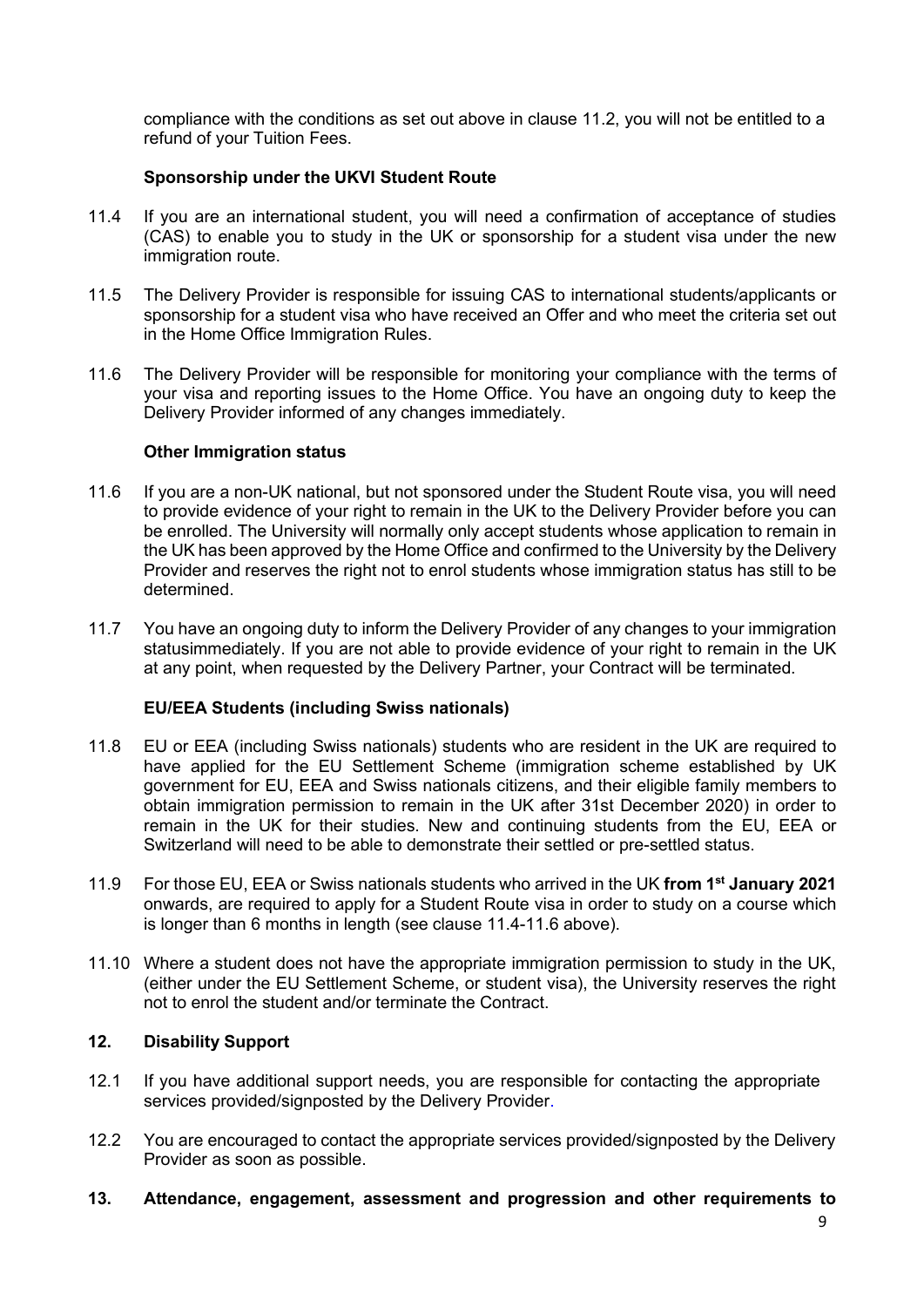compliance with the conditions as set out above in clause 11.2, you will not be entitled to a refund of your Tuition Fees.

**Sponsorship under the UKVI Student Route**

11.4 If you are an international student, you will need a confirmation of acceptance of studies (CAS) to enable you to study in the UK or sponsorship for a student visa under the new immigration route.

11.5 The Delivery Provider is responsible for issuing CAS to international students/applicants or sponsorship for a student visa who have received an Offer and who meet the criteria set out in the Home Office Immigration Rules.

11.6 The Delivery Provider will be responsible for monitoring your compliance with the terms of your visa and reporting issues to the Home Office. You have an ongoing duty to keep the Delivery Provider informed of any changes immediately.

**Other Immigration status**

11.6 If you are a non-UK national, but not sponsored under the Student Route visa, you will need to provide evidence of your right to remain in the UK to the Delivery Provider before you can be enrolled. The University will normally only accept students whose application to remain in the UK has been approved by the Home Office and confirmed to the University by the Delivery Provider and reserves the right not to enrol students whose immigration status has still to be determined.

11.7 You have an ongoing duty to inform the Delivery Provider of any changes to your immigration statusimmediately. If you are not able to provide evidence of your right to remain in the UK at any point, when requested by the Delivery Partner, your Contract will be terminated.

**EU/EEA Students (including Swiss nationals)**

11.8 EU or EEA (including Swiss nationals) students who are resident in the UK are required to have applied for the EU Settlement Scheme (immigration scheme established by UK government for EU, EEA and Swiss nationals citizens, and their eligible family members to obtain immigration permission to remain in the UK after 31st December 2020) in order to remain in the UK for their studies. New and continuing students from the EU, EEA or Switzerland will need to be able to demonstrate their settled or pre-settled status.

11.9 For those EU, EEA or Swiss nationals students who arrived in the UK **from 1st January 2021** onwards, are required to apply for a Student Route visa in order to study on a course which is longer than 6 months in length (see clause 11.4-11.6 above).

11.10 Where a student does not have the appropriate immigration permission to study in the UK, (either under the EU Settlement Scheme, or student visa), the University reserves the right not to enrol the student and/or terminate the Contract.

## 12. Disability Support

12.1 If you have additional support needs, you are responsible for contacting the appropriate services provided/signposted by the Delivery Provider.

12.2 You are encouraged to contact the appropriate services provided/signposted by the Delivery Provider as soon as possible.

## 13. Attendance, engagement, assessment and progression and other requirements to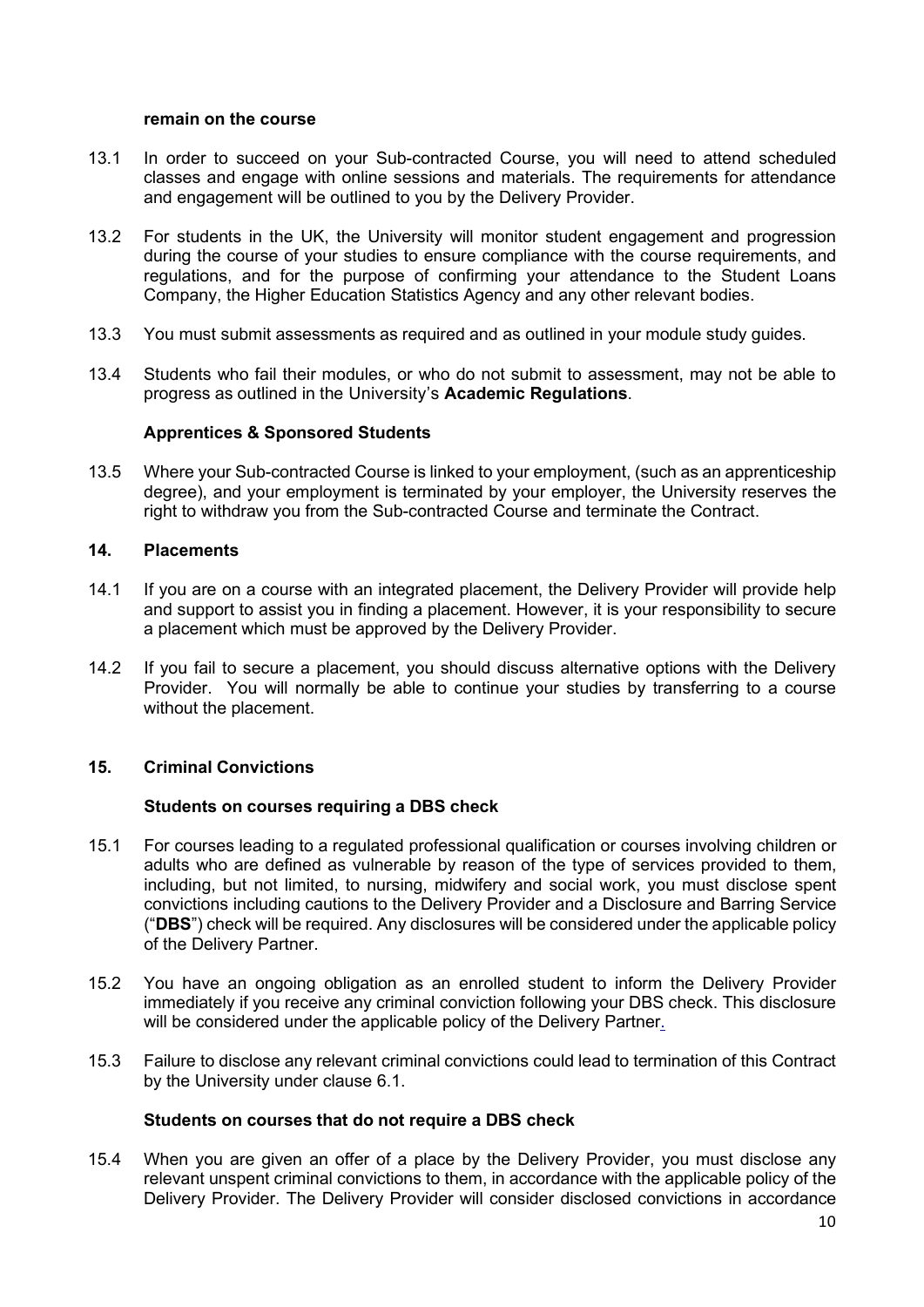**remain on the course**

13.1 In order to succeed on your Sub-contracted Course, you will need to attend scheduled classes and engage with online sessions and materials. The requirements for attendance and engagement will be outlined to you by the Delivery Provider.

13.2 For students in the UK, the University will monitor student engagement and progression during the course of your studies to ensure compliance with the course requirements, and regulations, and for the purpose of confirming your attendance to the Student Loans Company, the Higher Education Statistics Agency and any other relevant bodies.

13.3 You must submit assessments as required and as outlined in your module study guides.

13.4 Students who fail their modules, or who do not submit to assessment, may not be able to progress as outlined in the University's **Academic Regulations**.

**Apprentices & Sponsored Students**

13.5 Where your Sub-contracted Course is linked to your employment, (such as an apprenticeship degree), and your employment is terminated by your employer, the University reserves the right to withdraw you from the Sub-contracted Course and terminate the Contract.

## 14. Placements

14.1 If you are on a course with an integrated placement, the Delivery Provider will provide help and support to assist you in finding a placement. However, it is your responsibility to secure a placement which must be approved by the Delivery Provider.

14.2 If you fail to secure a placement, you should discuss alternative options with the Delivery Provider. You will normally be able to continue your studies by transferring to a course without the placement.

## 15. Criminal Convictions

**Students on courses requiring a DBS check**

15.1 For courses leading to a regulated professional qualification or courses involving children or adults who are defined as vulnerable by reason of the type of services provided to them, including, but not limited, to nursing, midwifery and social work, you must disclose spent convictions including cautions to the Delivery Provider and a Disclosure and Barring Service ("**DBS**") check will be required. Any disclosures will be considered under the applicable policy of the Delivery Partner.

15.2 You have an ongoing obligation as an enrolled student to inform the Delivery Provider immediately if you receive any criminal conviction following your DBS check. This disclosure will be considered under the applicable policy of the Delivery Partner.

15.3 Failure to disclose any relevant criminal convictions could lead to termination of this Contract by the University under clause 6.1.

**Students on courses that do not require a DBS check**

15.4 When you are given an offer of a place by the Delivery Provider, you must disclose any relevant unspent criminal convictions to them, in accordance with the applicable policy of the Delivery Provider. The Delivery Provider will consider disclosed convictions in accordance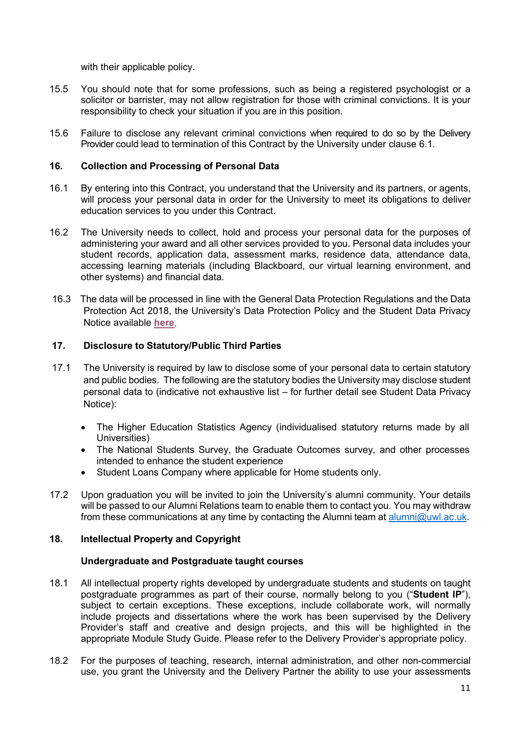with their applicable policy.

15.5 You should note that for some professions, such as being a registered psychologist or a solicitor or barrister, may not allow registration for those with criminal convictions. It is your responsibility to check your situation if you are in this position.

15.6 Failure to disclose any relevant criminal convictions when required to do so by the Delivery Provider could lead to termination of this Contract by the University under clause 6.1.

## 16. Collection and Processing of Personal Data

16.1 By entering into this Contract, you understand that the University and its partners, or agents, will process your personal data in order for the University to meet its obligations to deliver education services to you under this Contract.

16.2 The University needs to collect, hold and process your personal data for the purposes of administering your award and all other services provided to you. Personal data includes your student records, application data, assessment marks, residence data, attendance data, accessing learning materials (including Blackboard, our virtual learning environment, and other systems) and financial data.

16.3 The data will be processed in line with the General Data Protection Regulations and the Data Protection Act 2018, the University's Data Protection Policy and the Student Data Privacy Notice available **here**.

## 17. Disclosure to Statutory/Public Third Parties

17.1 The University is required by law to disclose some of your personal data to certain statutory and public bodies. The following are the statutory bodies the University may disclose student personal data to (indicative not exhaustive list – for further detail see Student Data Privacy Notice):

- The Higher Education Statistics Agency (individualised statutory returns made by all Universities)
- The National Students Survey, the Graduate Outcomes survey, and other processes intended to enhance the student experience
- Student Loans Company where applicable for Home students only.

17.2 Upon graduation you will be invited to join the University's alumni community. Your details will be passed to our Alumni Relations team to enable them to contact you. You may withdraw from these communications at any time by contacting the Alumni team at alumni@uwl.ac.uk.

## 18. Intellectual Property and Copyright

### Undergraduate and Postgraduate taught courses

18.1 All intellectual property rights developed by undergraduate students and students on taught postgraduate programmes as part of their course, normally belong to you ("**Student IP**"), subject to certain exceptions. These exceptions, include collaborate work, will normally include projects and dissertations where the work has been supervised by the Delivery Provider's staff and creative and design projects, and this will be highlighted in the appropriate Module Study Guide. Please refer to the Delivery Provider's appropriate policy.

18.2 For the purposes of teaching, research, internal administration, and other non-commercial use, you grant the University and the Delivery Partner the ability to use your assessments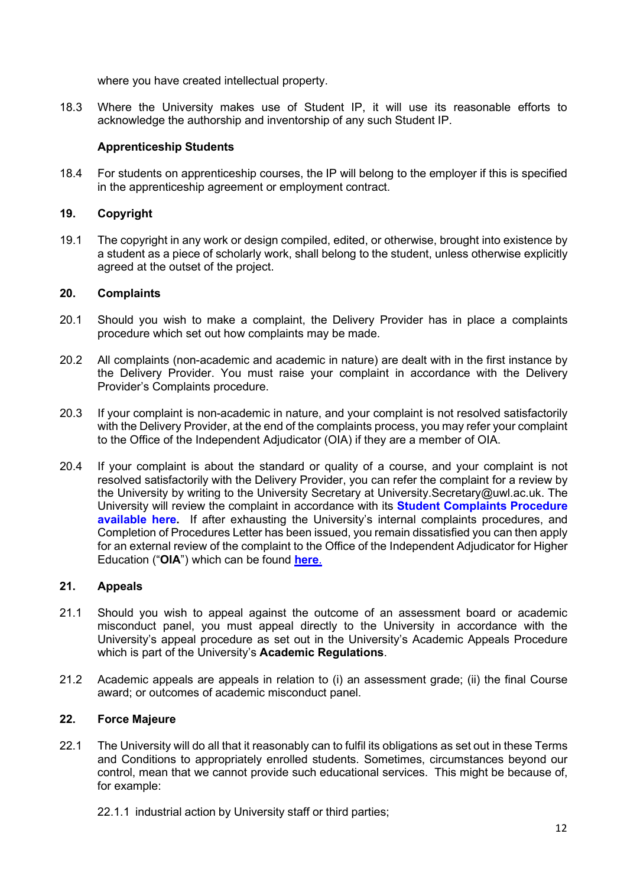where you have created intellectual property.

18.3 Where the University makes use of Student IP, it will use its reasonable efforts to acknowledge the authorship and inventorship of any such Student IP.

**Apprenticeship Students**

18.4 For students on apprenticeship courses, the IP will belong to the employer if this is specified in the apprenticeship agreement or employment contract.

## 19. Copyright

19.1 The copyright in any work or design compiled, edited, or otherwise, brought into existence by a student as a piece of scholarly work, shall belong to the student, unless otherwise explicitly agreed at the outset of the project.

## 20. Complaints

20.1 Should you wish to make a complaint, the Delivery Provider has in place a complaints procedure which set out how complaints may be made.

20.2 All complaints (non-academic and academic in nature) are dealt with in the first instance by the Delivery Provider. You must raise your complaint in accordance with the Delivery Provider's Complaints procedure.

20.3 If your complaint is non-academic in nature, and your complaint is not resolved satisfactorily with the Delivery Provider, at the end of the complaints process, you may refer your complaint to the Office of the Independent Adjudicator (OIA) if they are a member of OIA.

20.4 If your complaint is about the standard or quality of a course, and your complaint is not resolved satisfactorily with the Delivery Provider, you can refer the complaint for a review by the University by writing to the University Secretary at University.Secretary@uwl.ac.uk. The University will review the complaint in accordance with its **Student Complaints Procedure available here.** If after exhausting the University's internal complaints procedures, and Completion of Procedures Letter has been issued, you remain dissatisfied you can then apply for an external review of the complaint to the Office of the Independent Adjudicator for Higher Education ("**OIA**") which can be found **here**.

## 21. Appeals

21.1 Should you wish to appeal against the outcome of an assessment board or academic misconduct panel, you must appeal directly to the University in accordance with the University's appeal procedure as set out in the University's Academic Appeals Procedure which is part of the University's **Academic Regulations**.

21.2 Academic appeals are appeals in relation to (i) an assessment grade; (ii) the final Course award; or outcomes of academic misconduct panel.

## 22. Force Majeure

22.1 The University will do all that it reasonably can to fulfil its obligations as set out in these Terms and Conditions to appropriately enrolled students. Sometimes, circumstances beyond our control, mean that we cannot provide such educational services. This might be because of, for example:

22.1.1 industrial action by University staff or third parties;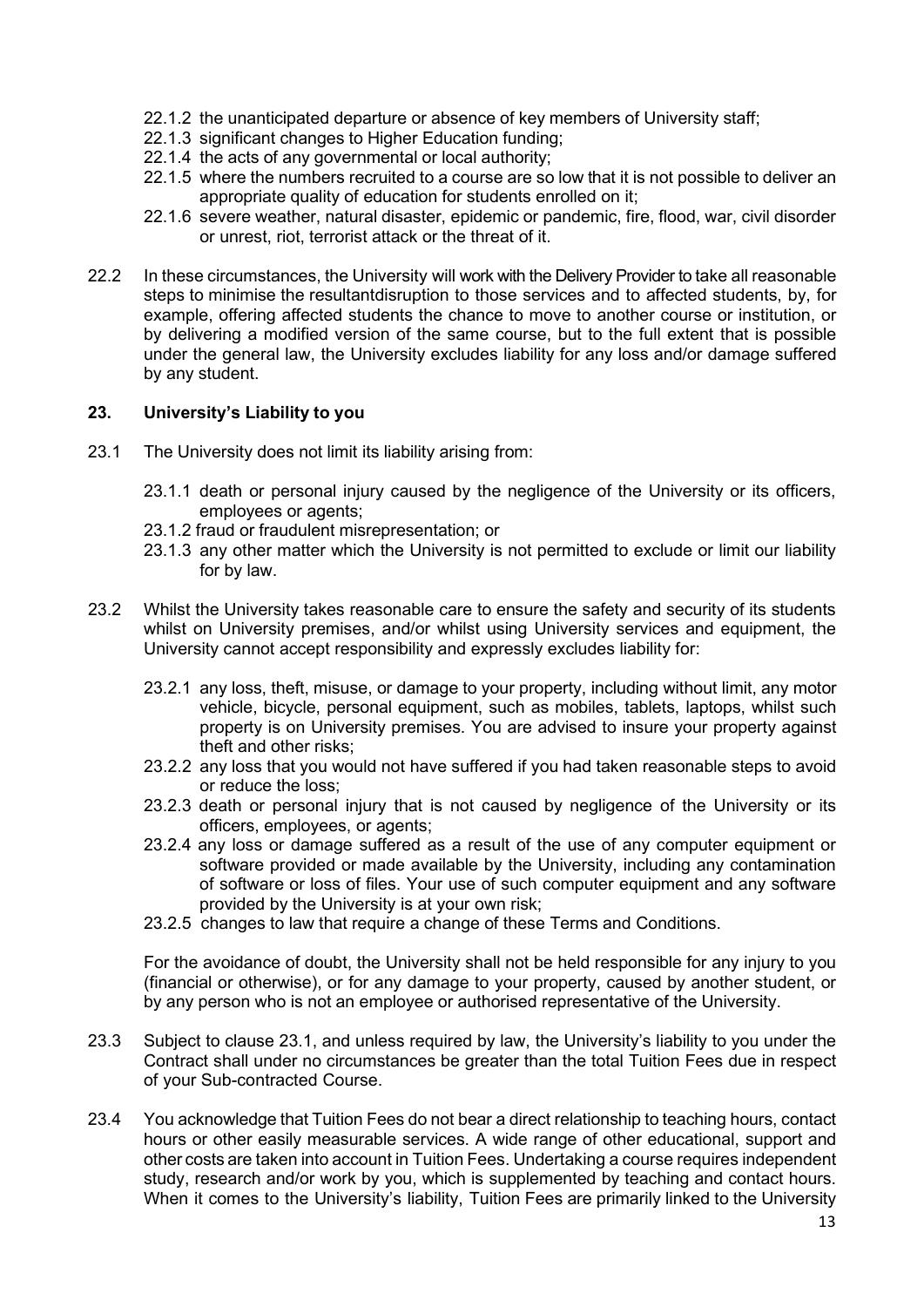22.1.2 the unanticipated departure or absence of key members of University staff;

22.1.3 significant changes to Higher Education funding;

22.1.4 the acts of any governmental or local authority;

22.1.5 where the numbers recruited to a course are so low that it is not possible to deliver an appropriate quality of education for students enrolled on it;

22.1.6 severe weather, natural disaster, epidemic or pandemic, fire, flood, war, civil disorder or unrest, riot, terrorist attack or the threat of it.

22.2 In these circumstances, the University will work with the Delivery Provider to take all reasonable steps to minimise the resultantdisruption to those services and to affected students, by, for example, offering affected students the chance to move to another course or institution, or by delivering a modified version of the same course, but to the full extent that is possible under the general law, the University excludes liability for any loss and/or damage suffered by any student.

## 23. University's Liability to you

23.1 The University does not limit its liability arising from:

23.1.1 death or personal injury caused by the negligence of the University or its officers, employees or agents;

23.1.2 fraud or fraudulent misrepresentation; or

23.1.3 any other matter which the University is not permitted to exclude or limit our liability for by law.

23.2 Whilst the University takes reasonable care to ensure the safety and security of its students whilst on University premises, and/or whilst using University services and equipment, the University cannot accept responsibility and expressly excludes liability for:

23.2.1 any loss, theft, misuse, or damage to your property, including without limit, any motor vehicle, bicycle, personal equipment, such as mobiles, tablets, laptops, whilst such property is on University premises. You are advised to insure your property against theft and other risks;

23.2.2 any loss that you would not have suffered if you had taken reasonable steps to avoid or reduce the loss;

23.2.3 death or personal injury that is not caused by negligence of the University or its officers, employees, or agents;

23.2.4 any loss or damage suffered as a result of the use of any computer equipment or software provided or made available by the University, including any contamination of software or loss of files. Your use of such computer equipment and any software provided by the University is at your own risk;

23.2.5 changes to law that require a change of these Terms and Conditions.

For the avoidance of doubt, the University shall not be held responsible for any injury to you (financial or otherwise), or for any damage to your property, caused by another student, or by any person who is not an employee or authorised representative of the University.

23.3 Subject to clause 23.1, and unless required by law, the University's liability to you under the Contract shall under no circumstances be greater than the total Tuition Fees due in respect of your Sub-contracted Course.

23.4 You acknowledge that Tuition Fees do not bear a direct relationship to teaching hours, contact hours or other easily measurable services. A wide range of other educational, support and other costs are taken into account in Tuition Fees. Undertaking a course requires independent study, research and/or work by you, which is supplemented by teaching and contact hours. When it comes to the University's liability, Tuition Fees are primarily linked to the University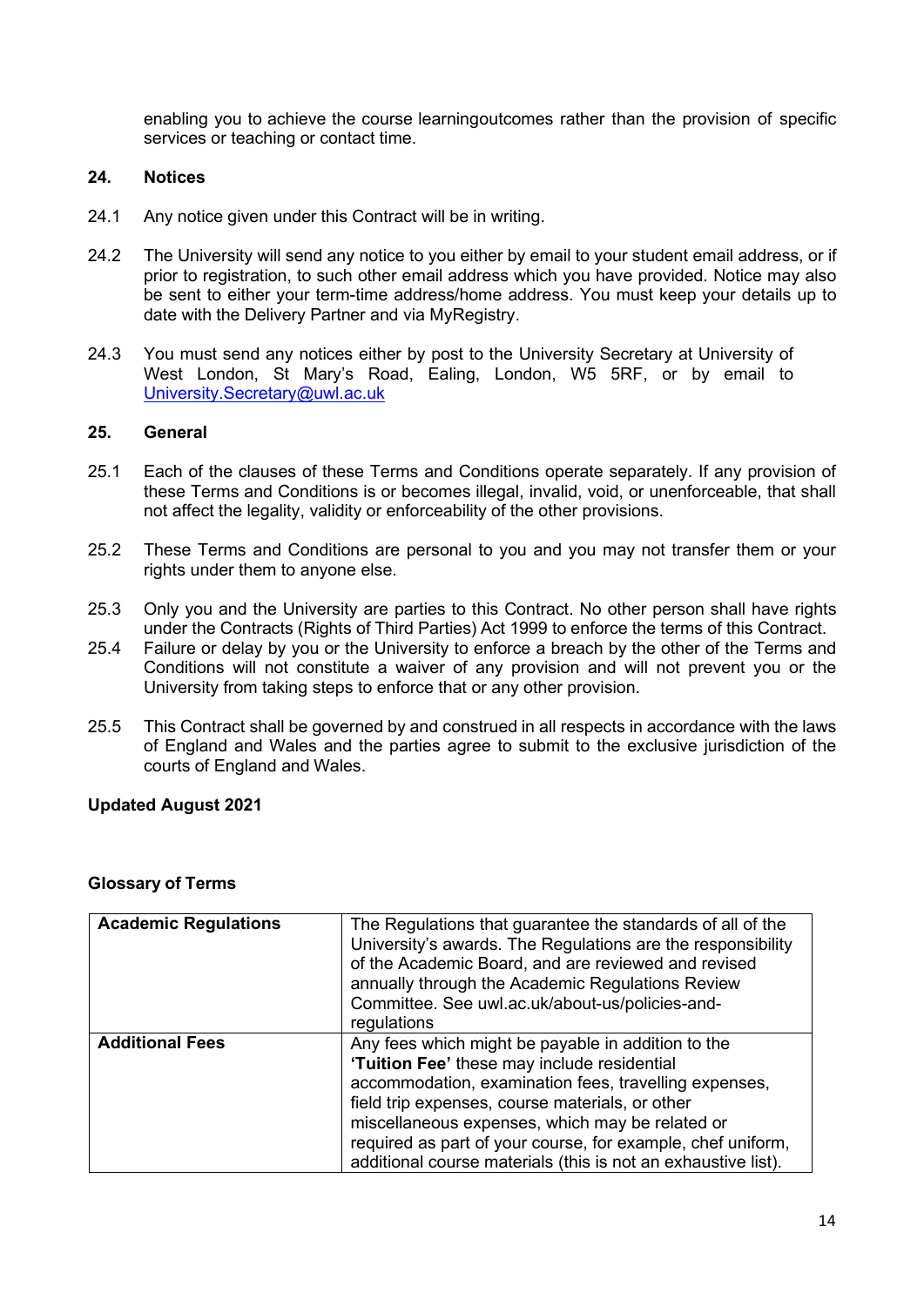enabling you to achieve the course learningoutcomes rather than the provision of specific services or teaching or contact time.

## 24. Notices

24.1 Any notice given under this Contract will be in writing.

24.2 The University will send any notice to you either by email to your student email address, or if prior to registration, to such other email address which you have provided. Notice may also be sent to either your term-time address/home address. You must keep your details up to date with the Delivery Partner and via MyRegistry.

24.3 You must send any notices either by post to the University Secretary at University of West London, St Mary's Road, Ealing, London, W5 5RF, or by email to University.Secretary@uwl.ac.uk

## 25. General

25.1 Each of the clauses of these Terms and Conditions operate separately. If any provision of these Terms and Conditions is or becomes illegal, invalid, void, or unenforceable, that shall not affect the legality, validity or enforceability of the other provisions.

25.2 These Terms and Conditions are personal to you and you may not transfer them or your rights under them to anyone else.

25.3 Only you and the University are parties to this Contract. No other person shall have rights under the Contracts (Rights of Third Parties) Act 1999 to enforce the terms of this Contract.

25.4 Failure or delay by you or the University to enforce a breach by the other of the Terms and Conditions will not constitute a waiver of any provision and will not prevent you or the University from taking steps to enforce that or any other provision.

25.5 This Contract shall be governed by and construed in all respects in accordance with the laws of England and Wales and the parties agree to submit to the exclusive jurisdiction of the courts of England and Wales.

**Updated August 2021**

## Glossary of Terms

| **Academic Regulations** | The Regulations that guarantee the standards of all of the University's awards. The Regulations are the responsibility of the Academic Board, and are reviewed and revised annually through the Academic Regulations Review Committee. See uwl.ac.uk/about-us/policies-and-regulations |
|---|---|
| **Additional Fees** | Any fees which might be payable in addition to the **'Tuition Fee'** these may include residential accommodation, examination fees, travelling expenses, field trip expenses, course materials, or other miscellaneous expenses, which may be related or required as part of your course, for example, chef uniform, additional course materials (this is not an exhaustive list). |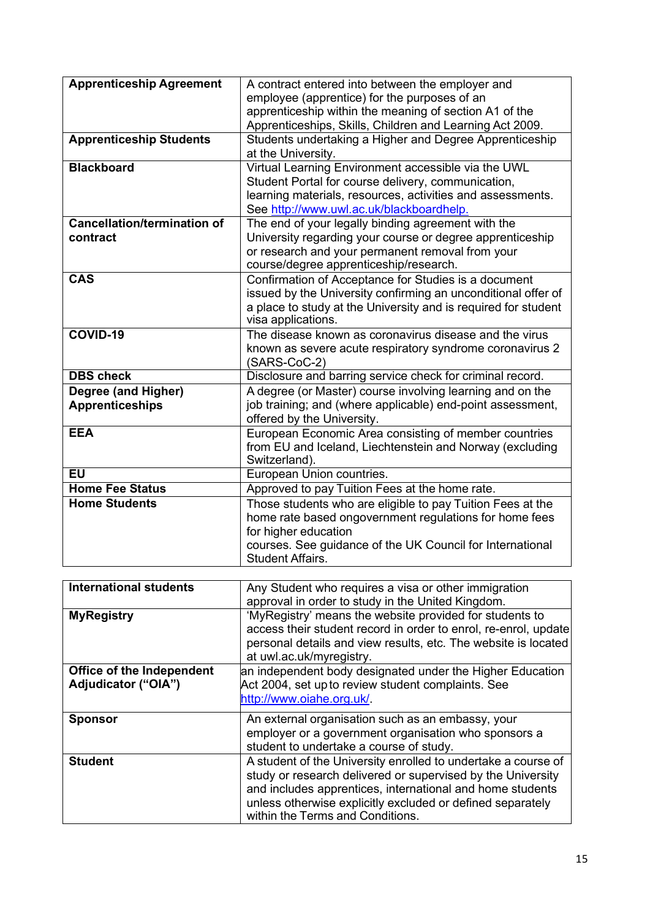| | |
|---|---|
| **Apprenticeship Agreement** | A contract entered into between the employer and employee (apprentice) for the purposes of an apprenticeship within the meaning of section A1 of the Apprenticeships, Skills, Children and Learning Act 2009. |
| **Apprenticeship Students** | Students undertaking a Higher and Degree Apprenticeship at the University. |
| **Blackboard** | Virtual Learning Environment accessible via the UWL Student Portal for course delivery, communication, learning materials, resources, activities and assessments. See http://www.uwl.ac.uk/blackboardhelp. |
| **Cancellation/termination of contract** | The end of your legally binding agreement with the University regarding your course or degree apprenticeship or research and your permanent removal from your course/degree apprenticeship/research. |
| **CAS** | Confirmation of Acceptance for Studies is a document issued by the University confirming an unconditional offer of a place to study at the University and is required for student visa applications. |
| **COVID-19** | The disease known as coronavirus disease and the virus known as severe acute respiratory syndrome coronavirus 2 (SARS-CoC-2) |
| **DBS check** | Disclosure and barring service check for criminal record. |
| **Degree (and Higher) Apprenticeships** | A degree (or Master) course involving learning and on the job training; and (where applicable) end-point assessment, offered by the University. |
| **EEA** | European Economic Area consisting of member countries from EU and Iceland, Liechtenstein and Norway (excluding Switzerland). |
| **EU** | European Union countries. |
| **Home Fee Status** | Approved to pay Tuition Fees at the home rate. |
| **Home Students** | Those students who are eligible to pay Tuition Fees at the home rate based ongovernment regulations for home fees for higher education courses. See guidance of the UK Council for International Student Affairs. |
| **International students** | Any Student who requires a visa or other immigration approval in order to study in the United Kingdom. |
| **MyRegistry** | 'MyRegistry' means the website provided for students to access their student record in order to enrol, re-enrol, update personal details and view results, etc. The website is located at uwl.ac.uk/myregistry. |
| **Office of the Independent Adjudicator ("OIA")** | an independent body designated under the Higher Education Act 2004, set up to review student complaints. See http://www.oiahe.org.uk/. |
| **Sponsor** | An external organisation such as an embassy, your employer or a government organisation who sponsors a student to undertake a course of study. |
| **Student** | A student of the University enrolled to undertake a course of study or research delivered or supervised by the University and includes apprentices, international and home students unless otherwise explicitly excluded or defined separately within the Terms and Conditions. |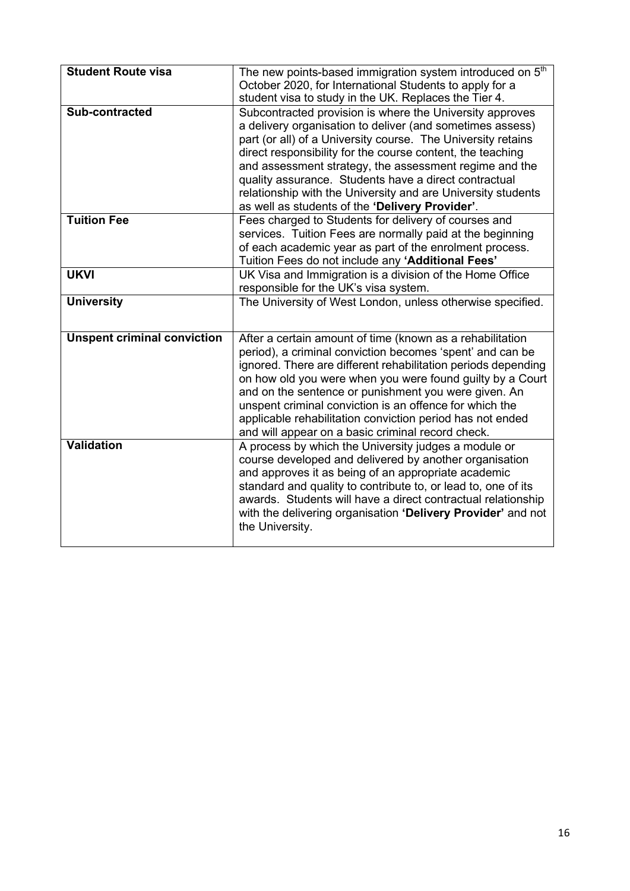| | |
|---|---|
| **Student Route visa** | The new points-based immigration system introduced on 5th October 2020, for International Students to apply for a student visa to study in the UK. Replaces the Tier 4. |
| **Sub-contracted** | Subcontracted provision is where the University approves a delivery organisation to deliver (and sometimes assess) part (or all) of a University course. The University retains direct responsibility for the course content, the teaching and assessment strategy, the assessment regime and the quality assurance. Students have a direct contractual relationship with the University and are University students as well as students of the **'Delivery Provider'**. |
| **Tuition Fee** | Fees charged to Students for delivery of courses and services. Tuition Fees are normally paid at the beginning of each academic year as part of the enrolment process. Tuition Fees do not include any **'Additional Fees'** |
| **UKVI** | UK Visa and Immigration is a division of the Home Office responsible for the UK's visa system. |
| **University** | The University of West London, unless otherwise specified. |
| **Unspent criminal conviction** | After a certain amount of time (known as a rehabilitation period), a criminal conviction becomes 'spent' and can be ignored. There are different rehabilitation periods depending on how old you were when you were found guilty by a Court and on the sentence or punishment you were given. An unspent criminal conviction is an offence for which the applicable rehabilitation conviction period has not ended and will appear on a basic criminal record check. |
| **Validation** | A process by which the University judges a module or course developed and delivered by another organisation and approves it as being of an appropriate academic standard and quality to contribute to, or lead to, one of its awards. Students will have a direct contractual relationship with the delivering organisation **'Delivery Provider'** and not the University. |